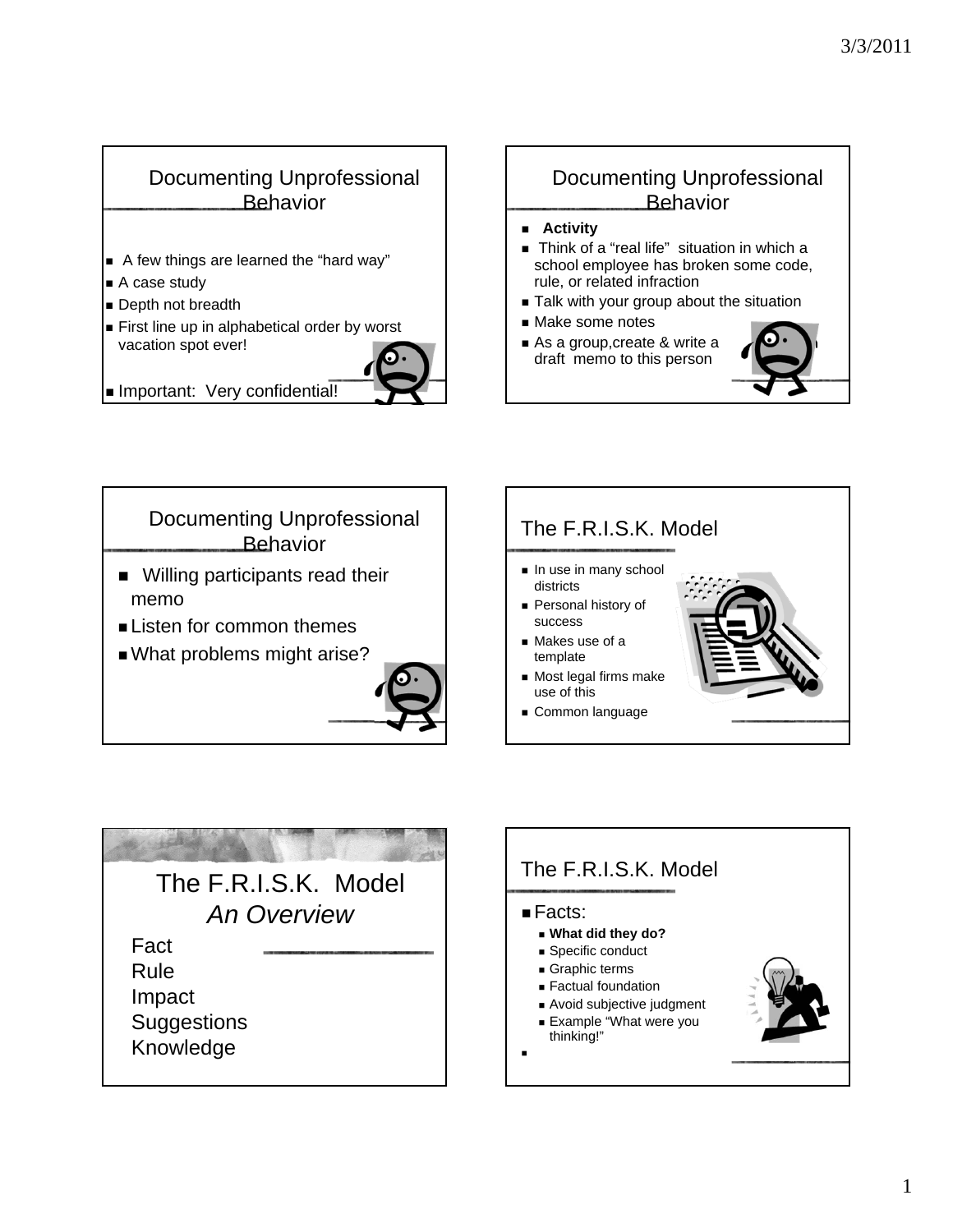## Documenting Unprofessional Behavior

- A few things are learned the "hard way"
- A case study
- Depth not breadth
- First line up in alphabetical order by worst vacation spot ever!
- Important: Very confidential!

## Documenting Unprofessional Behavior

- **Activity**
- Think of a "real life" situation in which a school employee has broken some code, rule, or related infraction
- Talk with your group about the situation
- Make some notes
- As a group,create & write a draft memo to this person

## Documenting Unprofessional Behavior

- Willing participants read their memo
- Listen for common themes
- What problems might arise?

## The F.R.I.S.K. Model

- In use in many school districts
- Personal history of success
- Makes use of a template
- Most legal firms make use of this
- Common language

## The F.R.I.S.K. Model *An Overview*

Fact
Rule
Impact
Suggestions
Knowledge

## The F.R.I.S.K. Model

- Facts:
  - **What did they do?**
  - Specific conduct
  - Graphic terms
  - Factual foundation
  - Avoid subjective judgment
  - Example "What were you thinking!"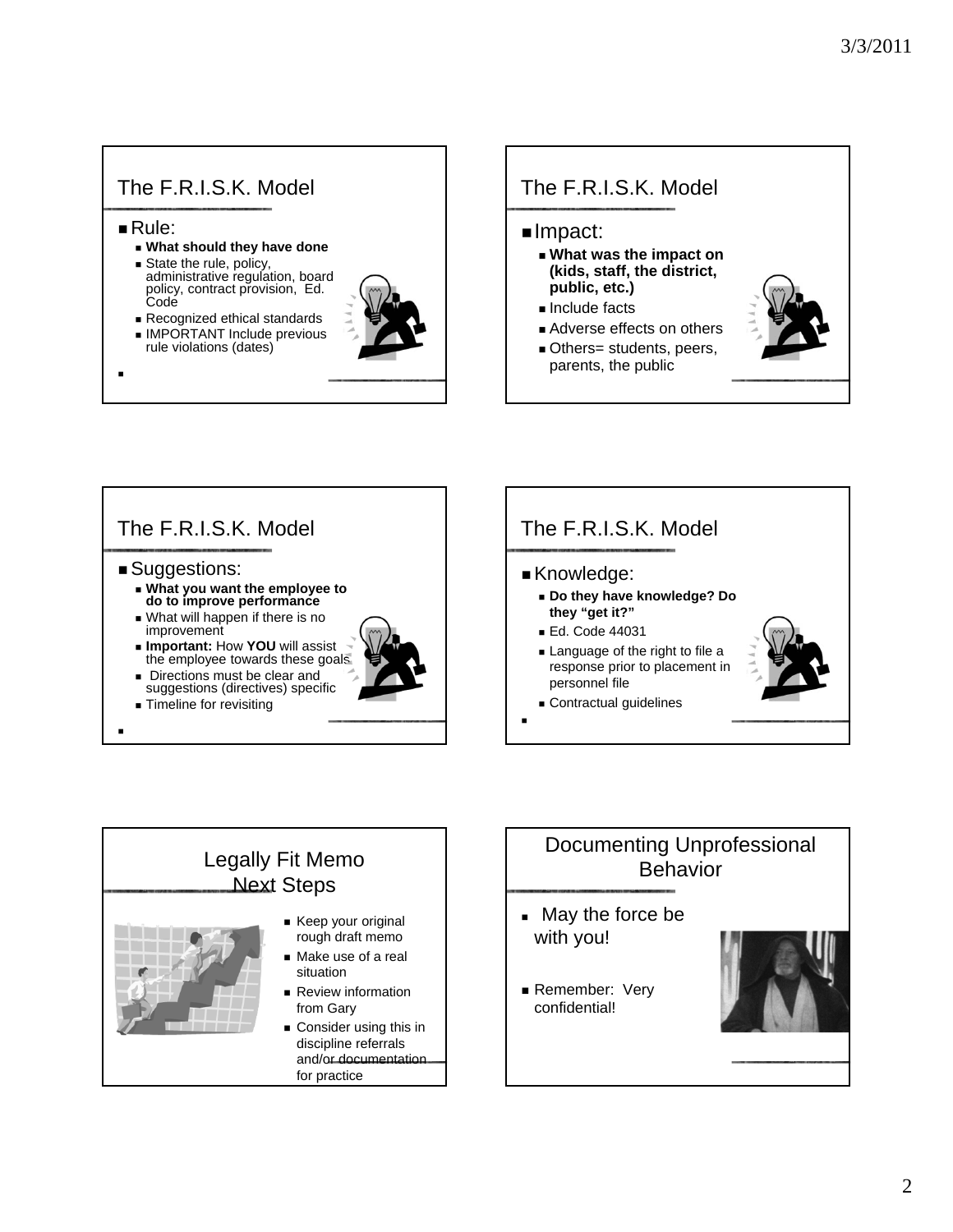## The F.R.I.S.K. Model

- Rule:
  - **What should they have done**
  - State the rule, policy, administrative regulation, board policy, contract provision, Ed. Code
  - Recognized ethical standards
  - IMPORTANT Include previous rule violations (dates)

## The F.R.I.S.K. Model

- Impact:
  - **What was the impact on (kids, staff, the district, public, etc.)**
  - Include facts
  - Adverse effects on others
  - Others= students, peers, parents, the public

## The F.R.I.S.K. Model

- Suggestions:
  - **What you want the employee to do to improve performance**
  - What will happen if there is no improvement
  - **Important:** How **YOU** will assist the employee towards these goals
  - Directions must be clear and suggestions (directives) specific
  - Timeline for revisiting

## The F.R.I.S.K. Model

- Knowledge:
  - **Do they have knowledge? Do they "get it?"**
  - Ed. Code 44031
  - Language of the right to file a response prior to placement in personnel file
  - Contractual guidelines

## Legally Fit Memo Next Steps

- Keep your original rough draft memo
- Make use of a real situation
- Review information from Gary
- Consider using this in discipline referrals and/or documentation for practice

## Documenting Unprofessional Behavior

- May the force be with you!
- Remember: Very confidential!